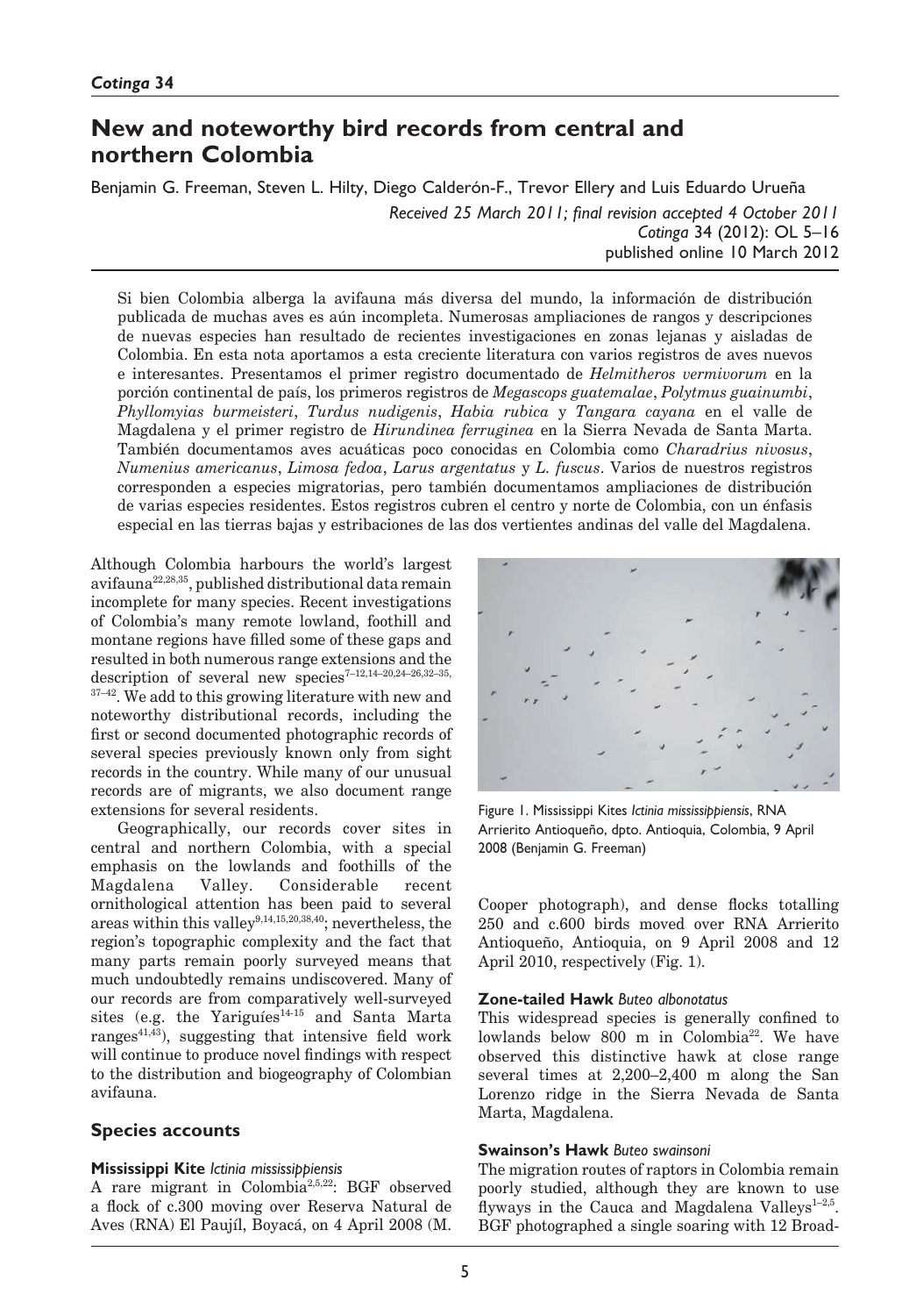# New and noteworthy bird records from central and northern Colombia

Benjamin G. Freeman, Steven L. Hilty, Diego Calderón-F., Trevor Ellery and Luis Eduardo Urueña

*Received 25 March 2011; final revision accepted 4 October 2011*
*Cotinga* 34 (2012): OL 5–16
published online 10 March 2012

Si bien Colombia alberga la avifauna más diversa del mundo, la información de distribución publicada de muchas aves es aún incompleta. Numerosas ampliaciones de rangos y descripciones de nuevas especies han resultado de recientes investigaciones en zonas lejanas y aisladas de Colombia. En esta nota aportamos a esta creciente literatura con varios registros de aves nuevos e interesantes. Presentamos el primer registro documentado de *Helmitheros vermivorum* en la porción continental de país, los primeros registros de *Megascops guatemalae*, *Polytmus guainumbi*, *Phyllomyias burmeisteri*, *Turdus nudigenis*, *Habia rubica* y *Tangara cayana* en el valle de Magdalena y el primer registro de *Hirundinea ferruginea* en la Sierra Nevada de Santa Marta. También documentamos aves acuáticas poco conocidas en Colombia como *Charadrius nivosus*, *Numenius americanus*, *Limosa fedoa*, *Larus argentatus* y *L. fuscus*. Varios de nuestros registros corresponden a especies migratorias, pero también documentamos ampliaciones de distribución de varias especies residentes. Estos registros cubren el centro y norte de Colombia, con un énfasis especial en las tierras bajas y estribaciones de las dos vertientes andinas del valle del Magdalena.

Although Colombia harbours the world's largest avifauna[22,28,35], published distributional data remain incomplete for many species. Recent investigations of Colombia's many remote lowland, foothill and montane regions have filled some of these gaps and resulted in both numerous range extensions and the description of several new species[7–12,14–20,24–26,32–35,37–42]. We add to this growing literature with new and noteworthy distributional records, including the first or second documented photographic records of several species previously known only from sight records in the country. While many of our unusual records are of migrants, we also document range extensions for several residents.

Geographically, our records cover sites in central and northern Colombia, with a special emphasis on the lowlands and foothills of the Magdalena Valley. Considerable recent ornithological attention has been paid to several areas within this valley[9,14,15,20,38,40]; nevertheless, the region's topographic complexity and the fact that many parts remain poorly surveyed means that much undoubtedly remains undiscovered. Many of our records are from comparatively well-surveyed sites (e.g. the Yariguíes[14-15] and Santa Marta ranges[41,43]), suggesting that intensive field work will continue to produce novel findings with respect to the distribution and biogeography of Colombian avifauna.

## Species accounts

### Mississippi Kite *Ictinia mississippiensis*

A rare migrant in Colombia[2,5,22]: BGF observed a flock of c.300 moving over Reserva Natural de Aves (RNA) El Paujíl, Boyacá, on 4 April 2008 (M. Cooper photograph), and dense flocks totalling 250 and c.600 birds moved over RNA Arrierito Antioqueño, Antioquia, on 9 April 2008 and 12 April 2010, respectively (Fig. 1).

Figure 1. Mississippi Kites *Ictinia mississippiensis*, RNA Arrierito Antioqueño, dpto. Antioquia, Colombia, 9 April 2008 (Benjamin G. Freeman)

### Zone-tailed Hawk *Buteo albonotatus*

This widespread species is generally confined to lowlands below 800 m in Colombia[22]. We have observed this distinctive hawk at close range several times at 2,200–2,400 m along the San Lorenzo ridge in the Sierra Nevada de Santa Marta, Magdalena.

### Swainson's Hawk *Buteo swainsoni*

The migration routes of raptors in Colombia remain poorly studied, although they are known to use flyways in the Cauca and Magdalena Valleys[1–2,5]. BGF photographed a single soaring with 12 Broad-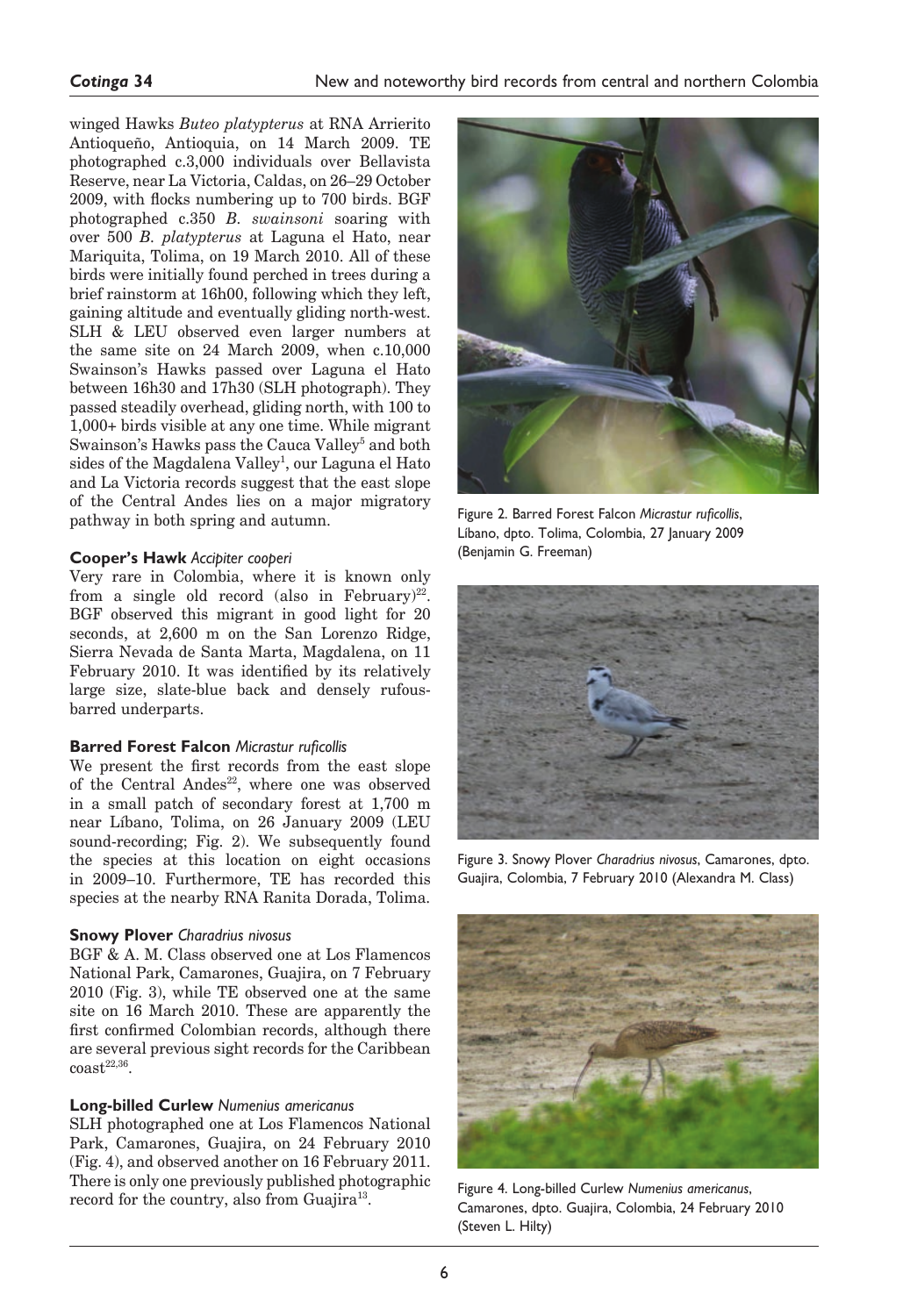winged Hawks *Buteo platypterus* at RNA Arrierito Antioqueño, Antioquia, on 14 March 2009. TE photographed c.3,000 individuals over Bellavista Reserve, near La Victoria, Caldas, on 26–29 October 2009, with flocks numbering up to 700 birds. BGF photographed c.350 *B. swainsoni* soaring with over 500 *B. platypterus* at Laguna el Hato, near Mariquita, Tolima, on 19 March 2010. All of these birds were initially found perched in trees during a brief rainstorm at 16h00, following which they left, gaining altitude and eventually gliding north-west. SLH & LEU observed even larger numbers at the same site on 24 March 2009, when c.10,000 Swainson's Hawks passed over Laguna el Hato between 16h30 and 17h30 (SLH photograph). They passed steadily overhead, gliding north, with 100 to 1,000+ birds visible at any one time. While migrant Swainson's Hawks pass the Cauca Valley[5] and both sides of the Magdalena Valley[1], our Laguna el Hato and La Victoria records suggest that the east slope of the Central Andes lies on a major migratory pathway in both spring and autumn.

**Cooper's Hawk** *Accipiter cooperi*

Very rare in Colombia, where it is known only from a single old record (also in February)[22]. BGF observed this migrant in good light for 20 seconds, at 2,600 m on the San Lorenzo Ridge, Sierra Nevada de Santa Marta, Magdalena, on 11 February 2010. It was identified by its relatively large size, slate-blue back and densely rufous-barred underparts.

**Barred Forest Falcon** *Micrastur ruficollis*

We present the first records from the east slope of the Central Andes[22], where one was observed in a small patch of secondary forest at 1,700 m near Líbano, Tolima, on 26 January 2009 (LEU sound-recording; Fig. 2). We subsequently found the species at this location on eight occasions in 2009–10. Furthermore, TE has recorded this species at the nearby RNA Ranita Dorada, Tolima.

**Snowy Plover** *Charadrius nivosus*

BGF & A. M. Class observed one at Los Flamencos National Park, Camarones, Guajira, on 7 February 2010 (Fig. 3), while TE observed one at the same site on 16 March 2010. These are apparently the first confirmed Colombian records, although there are several previous sight records for the Caribbean coast[22,36].

**Long-billed Curlew** *Numenius americanus*

SLH photographed one at Los Flamencos National Park, Camarones, Guajira, on 24 February 2010 (Fig. 4), and observed another on 16 February 2011. There is only one previously published photographic record for the country, also from Guajira[13].

Figure 2. Barred Forest Falcon *Micrastur ruficollis*, Líbano, dpto. Tolima, Colombia, 27 January 2009 (Benjamin G. Freeman)

Figure 3. Snowy Plover *Charadrius nivosus*, Camarones, dpto. Guajira, Colombia, 7 February 2010 (Alexandra M. Class)

Figure 4. Long-billed Curlew *Numenius americanus*, Camarones, dpto. Guajira, Colombia, 24 February 2010 (Steven L. Hilty)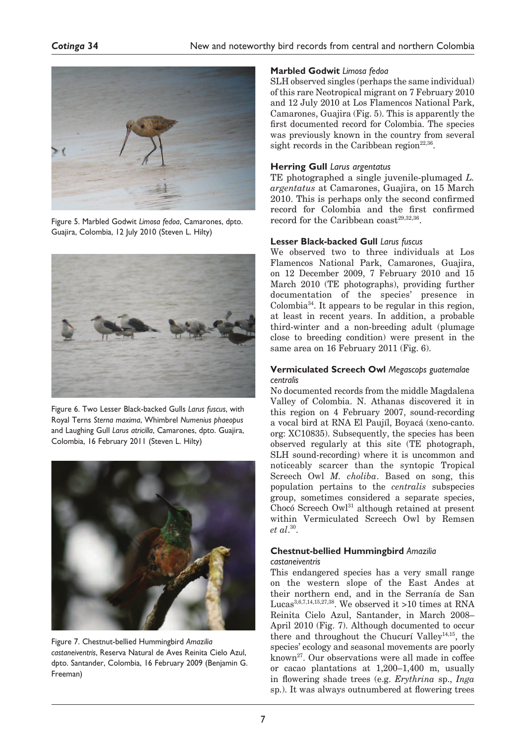Figure 5. Marbled Godwit *Limosa fedoa*, Camarones, dpto. Guajira, Colombia, 12 July 2010 (Steven L. Hilty)

Figure 6. Two Lesser Black-backed Gulls *Larus fuscus*, with Royal Terns *Sterna maxima*, Whimbrel *Numenius phaeopus* and Laughing Gull *Larus atricilla*, Camarones, dpto. Guajira, Colombia, 16 February 2011 (Steven L. Hilty)

Figure 7. Chestnut-bellied Hummingbird *Amazilia castaneiventris*, Reserva Natural de Aves Reinita Cielo Azul, dpto. Santander, Colombia, 16 February 2009 (Benjamin G. Freeman)

### Marbled Godwit *Limosa fedoa*

SLH observed singles (perhaps the same individual) of this rare Neotropical migrant on 7 February 2010 and 12 July 2010 at Los Flamencos National Park, Camarones, Guajira (Fig. 5). This is apparently the first documented record for Colombia. The species was previously known in the country from several sight records in the Caribbean region[22,36].

### Herring Gull *Larus argentatus*

TE photographed a single juvenile-plumaged *L. argentatus* at Camarones, Guajira, on 15 March 2010. This is perhaps only the second confirmed record for Colombia and the first confirmed record for the Caribbean coast[29,32,36].

### Lesser Black-backed Gull *Larus fuscus*

We observed two to three individuals at Los Flamencos National Park, Camarones, Guajira, on 12 December 2009, 7 February 2010 and 15 March 2010 (TE photographs), providing further documentation of the species' presence in Colombia[34]. It appears to be regular in this region, at least in recent years. In addition, a probable third-winter and a non-breeding adult (plumage close to breeding condition) were present in the same area on 16 February 2011 (Fig. 6).

### Vermiculated Screech Owl *Megascops guatemalae centralis*

No documented records from the middle Magdalena Valley of Colombia. N. Athanas discovered it in this region on 4 February 2007, sound-recording a vocal bird at RNA El Paujíl, Boyacá (xeno-canto.org: XC10835). Subsequently, the species has been observed regularly at this site (TE photograph, SLH sound-recording) where it is uncommon and noticeably scarcer than the syntopic Tropical Screech Owl *M. choliba*. Based on song, this population pertains to the *centralis* subspecies group, sometimes considered a separate species, Chocó Screech Owl[31] although retained at present within Vermiculated Screech Owl by Remsen *et al.*[30].

### Chestnut-bellied Hummingbird *Amazilia castaneiventris*

This endangered species has a very small range on the western slope of the East Andes at their northern end, and in the Serranía de San Lucas[3,6,7,14,15,27,38]. We observed it >10 times at RNA Reinita Cielo Azul, Santander, in March 2008–April 2010 (Fig. 7). Although documented to occur there and throughout the Chucurí Valley[14,15], the species' ecology and seasonal movements are poorly known[27]. Our observations were all made in coffee or cacao plantations at 1,200–1,400 m, usually in flowering shade trees (e.g. *Erythrina* sp., *Inga* sp.). It was always outnumbered at flowering trees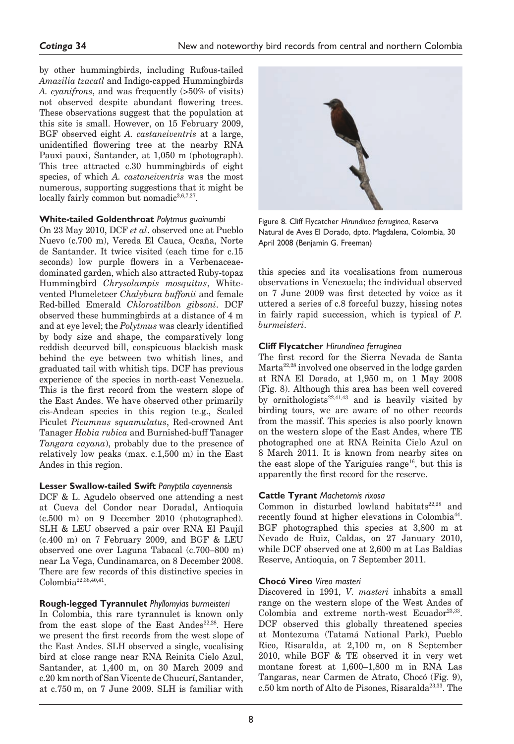by other hummingbirds, including Rufous-tailed *Amazilia tzacatl* and Indigo-capped Hummingbirds *A. cyanifrons*, and was frequently (>50% of visits) not observed despite abundant flowering trees. These observations suggest that the population at this site is small. However, on 15 February 2009, BGF observed eight *A. castaneiventris* at a large, unidentified flowering tree at the nearby RNA Pauxi pauxi, Santander, at 1,050 m (photograph). This tree attracted c.30 hummingbirds of eight species, of which *A. castaneiventris* was the most numerous, supporting suggestions that it might be locally fairly common but nomadic[3,6,7,27].

**White-tailed Goldenthroat** *Polytmus guainumbi*

On 23 May 2010, DCF *et al*. observed one at Pueblo Nuevo (c.700 m), Vereda El Cauca, Ocaña, Norte de Santander. It twice visited (each time for c.15 seconds) low purple flowers in a Verbenaceae-dominated garden, which also attracted Ruby-topaz Hummingbird *Chrysolampis mosquitus*, White-vented Plumeleteer *Chalybura buffonii* and female Red-billed Emerald *Chlorostilbon gibsoni*. DCF observed these hummingbirds at a distance of 4 m and at eye level; the *Polytmus* was clearly identified by body size and shape, the comparatively long reddish decurved bill, conspicuous blackish mask behind the eye between two whitish lines, and graduated tail with whitish tips. DCF has previous experience of the species in north-east Venezuela. This is the first record from the western slope of the East Andes. We have observed other primarily cis-Andean species in this region (e.g., Scaled Piculet *Picumnus squamulatus*, Red-crowned Ant Tanager *Habia rubica* and Burnished-buff Tanager *Tangara cayana*), probably due to the presence of relatively low peaks (max. c.1,500 m) in the East Andes in this region.

**Lesser Swallow-tailed Swift** *Panyptila cayennensis*

DCF & L. Agudelo observed one attending a nest at Cueva del Condor near Doradal, Antioquia (c.500 m) on 9 December 2010 (photographed). SLH & LEU observed a pair over RNA El Paujíl (c.400 m) on 7 February 2009, and BGF & LEU observed one over Laguna Tabacal (c.700–800 m) near La Vega, Cundinamarca, on 8 December 2008. There are few records of this distinctive species in Colombia[22,38,40,41].

**Rough-legged Tyrannulet** *Phyllomyias burmeisteri*

In Colombia, this rare tyrannulet is known only from the east slope of the East Andes[22,28]. Here we present the first records from the west slope of the East Andes. SLH observed a single, vocalising bird at close range near RNA Reinita Cielo Azul, Santander, at 1,400 m, on 30 March 2009 and c.20 km north of San Vicente de Chucurí, Santander, at c.750 m, on 7 June 2009. SLH is familiar with this species and its vocalisations from numerous observations in Venezuela; the individual observed on 7 June 2009 was first detected by voice as it uttered a series of c.8 forceful buzzy, hissing notes in fairly rapid succession, which is typical of *P. burmeisteri*.

Figure 8. Cliff Flycatcher *Hirundinea ferruginea*, Reserva Natural de Aves El Dorado, dpto. Magdalena, Colombia, 30 April 2008 (Benjamin G. Freeman)

**Cliff Flycatcher** *Hirundinea ferruginea*

The first record for the Sierra Nevada de Santa Marta[22,28] involved one observed in the lodge garden at RNA El Dorado, at 1,950 m, on 1 May 2008 (Fig. 8). Although this area has been well covered by ornithologists[22,41,43] and is heavily visited by birding tours, we are aware of no other records from the massif. This species is also poorly known on the western slope of the East Andes, where TE photographed one at RNA Reinita Cielo Azul on 8 March 2011. It is known from nearby sites on the east slope of the Yariguíes range[16], but this is apparently the first record for the reserve.

**Cattle Tyrant** *Machetornis rixosa*

Common in disturbed lowland habitats[22,28] and recently found at higher elevations in Colombia[44]. BGF photographed this species at 3,800 m at Nevado de Ruiz, Caldas, on 27 January 2010, while DCF observed one at 2,600 m at Las Baldias Reserve, Antioquia, on 7 September 2011.

**Chocó Vireo** *Vireo masteri*

Discovered in 1991, *V. masteri* inhabits a small range on the western slope of the West Andes of Colombia and extreme north-west Ecuador[23,33]. DCF observed this globally threatened species at Montezuma (Tatamá National Park), Pueblo Rico, Risaralda, at 2,100 m, on 8 September 2010, while BGF & TE observed it in very wet montane forest at 1,600–1,800 m in RNA Las Tangaras, near Carmen de Atrato, Chocó (Fig. 9), c.50 km north of Alto de Pisones, Risaralda[23,33]. The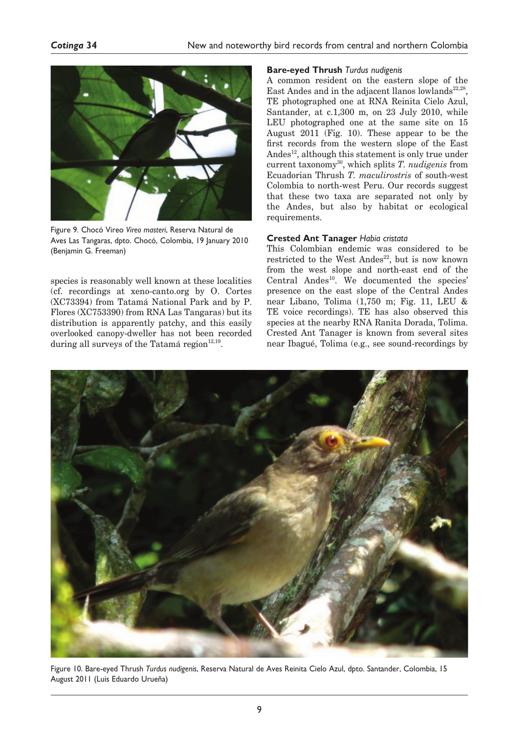Figure 9. Chocó Vireo *Vireo masteri*, Reserva Natural de Aves Las Tangaras, dpto. Chocó, Colombia, 19 January 2010 (Benjamin G. Freeman)

species is reasonably well known at these localities (cf. recordings at xeno-canto.org by O. Cortes (XC73394) from Tatamá National Park and by P. Flores (XC753390) from RNA Las Tangaras) but its distribution is apparently patchy, and this easily overlooked canopy-dweller has not been recorded during all surveys of the Tatamá region[12,19].

**Bare-eyed Thrush** *Turdus nudigenis*

A common resident on the eastern slope of the East Andes and in the adjacent llanos lowlands[22,28], TE photographed one at RNA Reinita Cielo Azul, Santander, at c.1,300 m, on 23 July 2010, while LEU photographed one at the same site on 15 August 2011 (Fig. 10). These appear to be the first records from the western slope of the East Andes[12], although this statement is only true under current taxonomy[30], which splits *T. nudigenis* from Ecuadorian Thrush *T. maculirostris* of south-west Colombia to north-west Peru. Our records suggest that these two taxa are separated not only by the Andes, but also by habitat or ecological requirements.

**Crested Ant Tanager** *Habia cristata*

This Colombian endemic was considered to be restricted to the West Andes[22], but is now known from the west slope and north-east end of the Central Andes[10]. We documented the species' presence on the east slope of the Central Andes near Libano, Tolima (1,750 m; Fig. 11, LEU & TE voice recordings). TE has also observed this species at the nearby RNA Ranita Dorada, Tolima. Crested Ant Tanager is known from several sites near Ibagué, Tolima (e.g., see sound-recordings by

Figure 10. Bare-eyed Thrush *Turdus nudigenis*, Reserva Natural de Aves Reinita Cielo Azul, dpto. Santander, Colombia, 15 August 2011 (Luis Eduardo Urueña)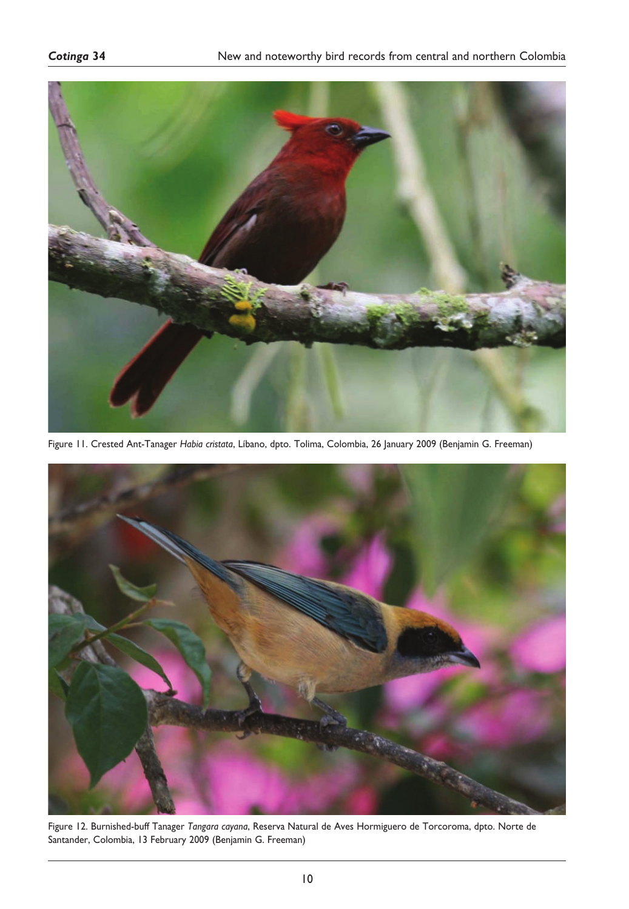Figure 11. Crested Ant-Tanager *Habia cristata*, Líbano, dpto. Tolima, Colombia, 26 January 2009 (Benjamin G. Freeman)

Figure 12. Burnished-buff Tanager *Tangara cayana*, Reserva Natural de Aves Hormiguero de Torcoroma, dpto. Norte de Santander, Colombia, 13 February 2009 (Benjamin G. Freeman)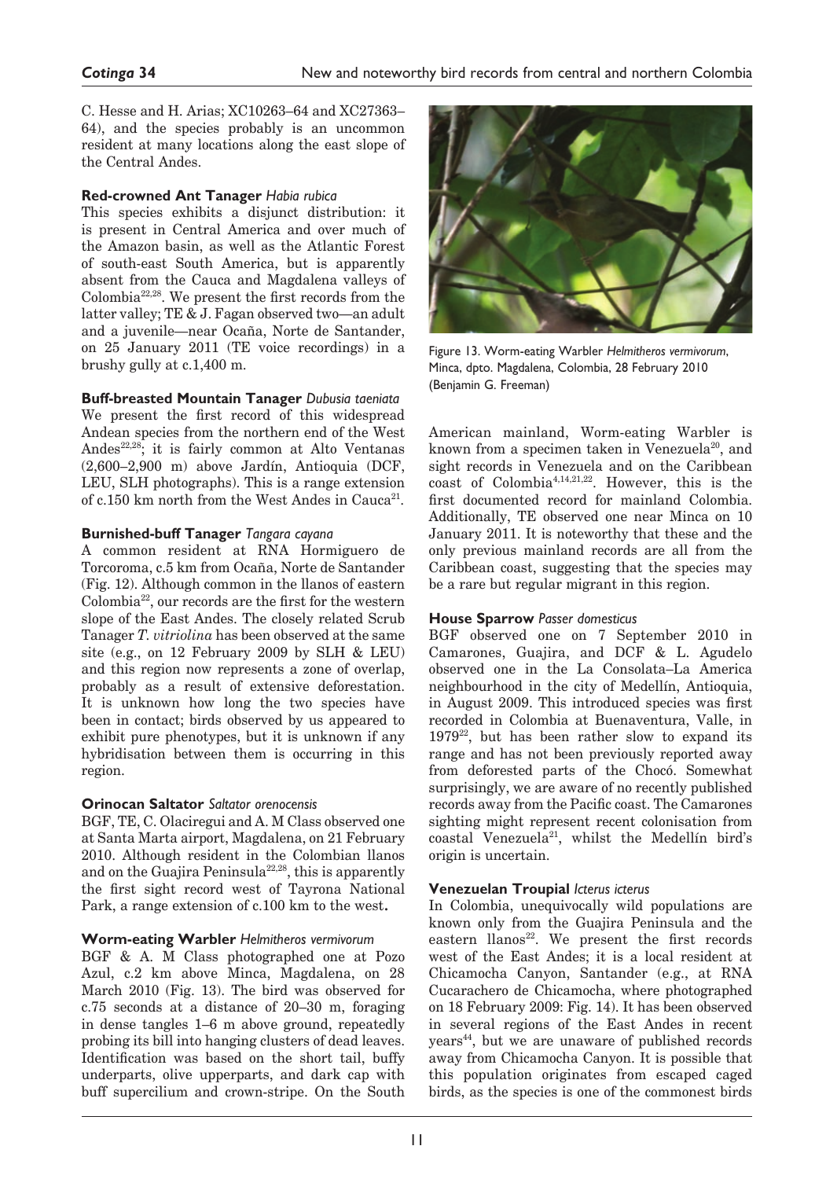C. Hesse and H. Arias; XC10263–64 and XC27363–64), and the species probably is an uncommon resident at many locations along the east slope of the Central Andes.

**Red-crowned Ant Tanager** *Habia rubica*

This species exhibits a disjunct distribution: it is present in Central America and over much of the Amazon basin, as well as the Atlantic Forest of south-east South America, but is apparently absent from the Cauca and Magdalena valleys of Colombia[22,28]. We present the first records from the latter valley; TE & J. Fagan observed two—an adult and a juvenile—near Ocaña, Norte de Santander, on 25 January 2011 (TE voice recordings) in a brushy gully at c.1,400 m.

**Buff-breasted Mountain Tanager** *Dubusia taeniata*

We present the first record of this widespread Andean species from the northern end of the West Andes[22,28]; it is fairly common at Alto Ventanas (2,600–2,900 m) above Jardín, Antioquia (DCF, LEU, SLH photographs). This is a range extension of c.150 km north from the West Andes in Cauca[21].

**Burnished-buff Tanager** *Tangara cayana*

A common resident at RNA Hormiguero de Torcoroma, c.5 km from Ocaña, Norte de Santander (Fig. 12). Although common in the llanos of eastern Colombia[22], our records are the first for the western slope of the East Andes. The closely related Scrub Tanager *T. vitriolina* has been observed at the same site (e.g., on 12 February 2009 by SLH & LEU) and this region now represents a zone of overlap, probably as a result of extensive deforestation. It is unknown how long the two species have been in contact; birds observed by us appeared to exhibit pure phenotypes, but it is unknown if any hybridisation between them is occurring in this region.

**Orinocan Saltator** *Saltator orenocensis*

BGF, TE, C. Olaciregui and A. M Class observed one at Santa Marta airport, Magdalena, on 21 February 2010. Although resident in the Colombian llanos and on the Guajira Peninsula[22,28], this is apparently the first sight record west of Tayrona National Park, a range extension of c.100 km to the west**.**

**Worm-eating Warbler** *Helmitheros vermivorum*

BGF & A. M Class photographed one at Pozo Azul, c.2 km above Minca, Magdalena, on 28 March 2010 (Fig. 13). The bird was observed for c.75 seconds at a distance of 20–30 m, foraging in dense tangles 1–6 m above ground, repeatedly probing its bill into hanging clusters of dead leaves. Identification was based on the short tail, buffy underparts, olive upperparts, and dark cap with buff supercilium and crown-stripe. On the South American mainland, Worm-eating Warbler is known from a specimen taken in Venezuela[20], and sight records in Venezuela and on the Caribbean coast of Colombia[4,14,21,22]. However, this is the first documented record for mainland Colombia. Additionally, TE observed one near Minca on 10 January 2011. It is noteworthy that these and the only previous mainland records are all from the Caribbean coast, suggesting that the species may be a rare but regular migrant in this region.

Figure 13. Worm-eating Warbler *Helmitheros vermivorum*, Minca, dpto. Magdalena, Colombia, 28 February 2010 (Benjamin G. Freeman)

**House Sparrow** *Passer domesticus*

BGF observed one on 7 September 2010 in Camarones, Guajira, and DCF & L. Agudelo observed one in the La Consolata–La America neighbourhood in the city of Medellín, Antioquia, in August 2009. This introduced species was first recorded in Colombia at Buenaventura, Valle, in 1979[22], but has been rather slow to expand its range and has not been previously reported away from deforested parts of the Chocó. Somewhat surprisingly, we are aware of no recently published records away from the Pacific coast. The Camarones sighting might represent recent colonisation from coastal Venezuela[21], whilst the Medellín bird's origin is uncertain.

**Venezuelan Troupial** *Icterus icterus*

In Colombia, unequivocally wild populations are known only from the Guajira Peninsula and the eastern llanos[22]. We present the first records west of the East Andes; it is a local resident at Chicamocha Canyon, Santander (e.g., at RNA Cucarachero de Chicamocha, where photographed on 18 February 2009: Fig. 14). It has been observed in several regions of the East Andes in recent years[44], but we are unaware of published records away from Chicamocha Canyon. It is possible that this population originates from escaped caged birds, as the species is one of the commonest birds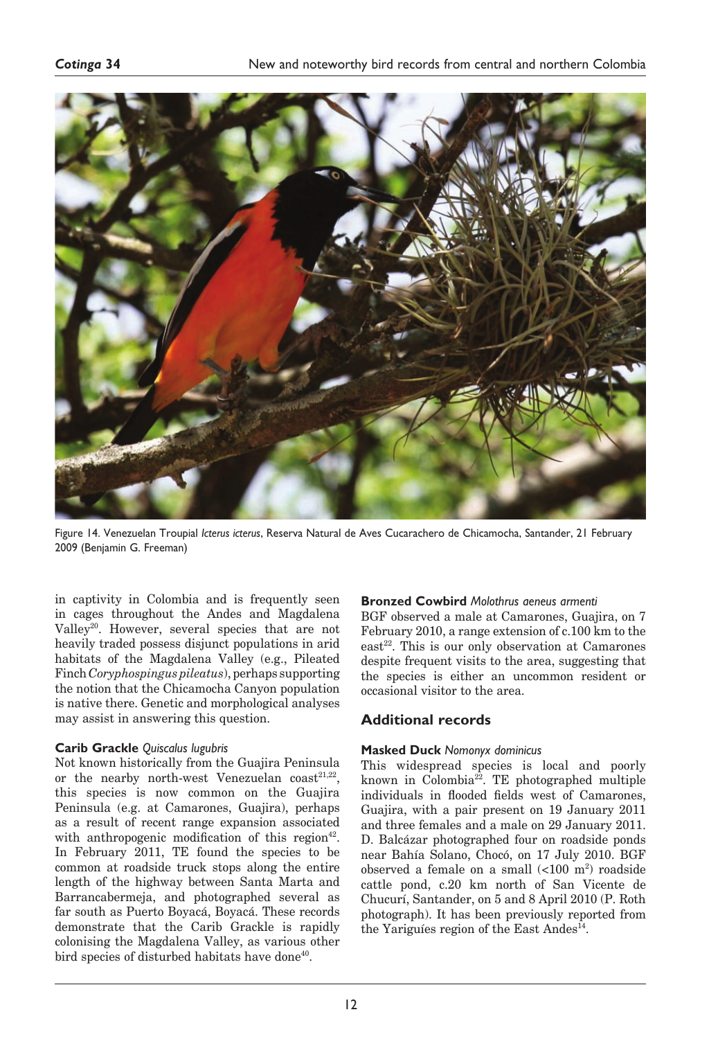Figure 14. Venezuelan Troupial *Icterus icterus*, Reserva Natural de Aves Cucarachero de Chicamocha, Santander, 21 February 2009 (Benjamin G. Freeman)

in captivity in Colombia and is frequently seen in cages throughout the Andes and Magdalena Valley[20]. However, several species that are not heavily traded possess disjunct populations in arid habitats of the Magdalena Valley (e.g., Pileated Finch *Coryphospingus pileatus*), perhaps supporting the notion that the Chicamocha Canyon population is native there. Genetic and morphological analyses may assist in answering this question.

**Carib Grackle** *Quiscalus lugubris*

Not known historically from the Guajira Peninsula or the nearby north-west Venezuelan coast[21,22], this species is now common on the Guajira Peninsula (e.g. at Camarones, Guajira), perhaps as a result of recent range expansion associated with anthropogenic modification of this region[42]. In February 2011, TE found the species to be common at roadside truck stops along the entire length of the highway between Santa Marta and Barrancabermeja, and photographed several as far south as Puerto Boyacá, Boyacá. These records demonstrate that the Carib Grackle is rapidly colonising the Magdalena Valley, as various other bird species of disturbed habitats have done[40].

**Bronzed Cowbird** *Molothrus aeneus armenti*

BGF observed a male at Camarones, Guajira, on 7 February 2010, a range extension of c.100 km to the east[22]. This is our only observation at Camarones despite frequent visits to the area, suggesting that the species is either an uncommon resident or occasional visitor to the area.

## Additional records

**Masked Duck** *Nomonyx dominicus*

This widespread species is local and poorly known in Colombia[22]. TE photographed multiple individuals in flooded fields west of Camarones, Guajira, with a pair present on 19 January 2011 and three females and a male on 29 January 2011. D. Balcázar photographed four on roadside ponds near Bahía Solano, Chocó, on 17 July 2010. BGF observed a female on a small (<100 m$^2$) roadside cattle pond, c.20 km north of San Vicente de Chucurí, Santander, on 5 and 8 April 2010 (P. Roth photograph). It has been previously reported from the Yariguíes region of the East Andes[14].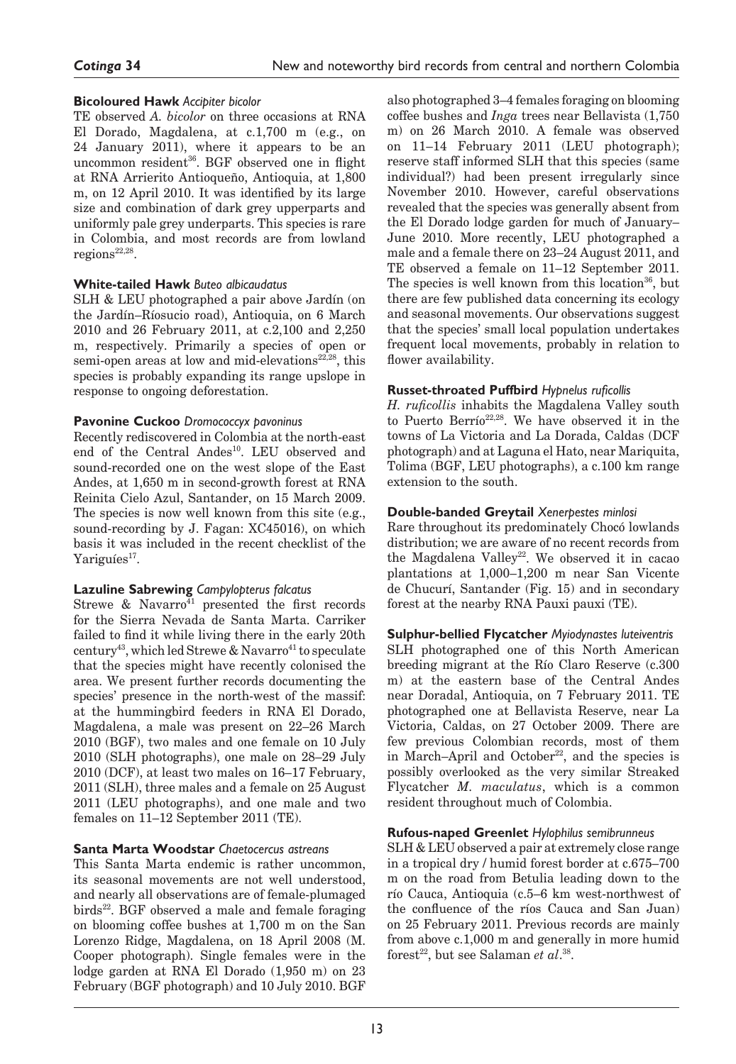### Bicoloured Hawk *Accipiter bicolor*

TE observed *A. bicolor* on three occasions at RNA El Dorado, Magdalena, at c.1,700 m (e.g., on 24 January 2011), where it appears to be an uncommon resident[36]. BGF observed one in flight at RNA Arrierito Antioqueño, Antioquia, at 1,800 m, on 12 April 2010. It was identified by its large size and combination of dark grey upperparts and uniformly pale grey underparts. This species is rare in Colombia, and most records are from lowland regions[22,28].

### White-tailed Hawk *Buteo albicaudatus*

SLH & LEU photographed a pair above Jardín (on the Jardín–Ríosucio road), Antioquia, on 6 March 2010 and 26 February 2011, at c.2,100 and 2,250 m, respectively. Primarily a species of open or semi-open areas at low and mid-elevations[22,28], this species is probably expanding its range upslope in response to ongoing deforestation.

### Pavonine Cuckoo *Dromococcyx pavoninus*

Recently rediscovered in Colombia at the north-east end of the Central Andes[10]. LEU observed and sound-recorded one on the west slope of the East Andes, at 1,650 m in second-growth forest at RNA Reinita Cielo Azul, Santander, on 15 March 2009. The species is now well known from this site (e.g., sound-recording by J. Fagan: XC45016), on which basis it was included in the recent checklist of the Yariguíes[17].

### Lazuline Sabrewing *Campylopterus falcatus*

Strewe & Navarro[41] presented the first records for the Sierra Nevada de Santa Marta. Carriker failed to find it while living there in the early 20th century[43], which led Strewe & Navarro[41] to speculate that the species might have recently colonised the area. We present further records documenting the species' presence in the north-west of the massif: at the hummingbird feeders in RNA El Dorado, Magdalena, a male was present on 22–26 March 2010 (BGF), two males and one female on 10 July 2010 (SLH photographs), one male on 28–29 July 2010 (DCF), at least two males on 16–17 February, 2011 (SLH), three males and a female on 25 August 2011 (LEU photographs), and one male and two females on 11–12 September 2011 (TE).

### Santa Marta Woodstar *Chaetocercus astreans*

This Santa Marta endemic is rather uncommon, its seasonal movements are not well understood, and nearly all observations are of female-plumaged birds[22]. BGF observed a male and female foraging on blooming coffee bushes at 1,700 m on the San Lorenzo Ridge, Magdalena, on 18 April 2008 (M. Cooper photograph). Single females were in the lodge garden at RNA El Dorado (1,950 m) on 23 February (BGF photograph) and 10 July 2010. BGF also photographed 3–4 females foraging on blooming coffee bushes and *Inga* trees near Bellavista (1,750 m) on 26 March 2010. A female was observed on 11–14 February 2011 (LEU photograph); reserve staff informed SLH that this species (same individual?) had been present irregularly since November 2010. However, careful observations revealed that the species was generally absent from the El Dorado lodge garden for much of January–June 2010. More recently, LEU photographed a male and a female there on 23–24 August 2011, and TE observed a female on 11–12 September 2011. The species is well known from this location[36], but there are few published data concerning its ecology and seasonal movements. Our observations suggest that the species' small local population undertakes frequent local movements, probably in relation to flower availability.

### Russet-throated Puffbird *Hypnelus ruficollis*

*H. ruficollis* inhabits the Magdalena Valley south to Puerto Berrío[22,28]. We have observed it in the towns of La Victoria and La Dorada, Caldas (DCF photograph) and at Laguna el Hato, near Mariquita, Tolima (BGF, LEU photographs), a c.100 km range extension to the south.

### Double-banded Greytail *Xenerpestes minlosi*

Rare throughout its predominately Chocó lowlands distribution; we are aware of no recent records from the Magdalena Valley[22]. We observed it in cacao plantations at 1,000–1,200 m near San Vicente de Chucurí, Santander (Fig. 15) and in secondary forest at the nearby RNA Pauxi pauxi (TE).

### Sulphur-bellied Flycatcher *Myiodynastes luteiventris*

SLH photographed one of this North American breeding migrant at the Río Claro Reserve (c.300 m) at the eastern base of the Central Andes near Doradal, Antioquia, on 7 February 2011. TE photographed one at Bellavista Reserve, near La Victoria, Caldas, on 27 October 2009. There are few previous Colombian records, most of them in March–April and October[22], and the species is possibly overlooked as the very similar Streaked Flycatcher *M. maculatus*, which is a common resident throughout much of Colombia.

### Rufous-naped Greenlet *Hylophilus semibrunneus*

SLH & LEU observed a pair at extremely close range in a tropical dry / humid forest border at c.675–700 m on the road from Betulia leading down to the río Cauca, Antioquia (c.5–6 km west-northwest of the confluence of the ríos Cauca and San Juan) on 25 February 2011. Previous records are mainly from above c.1,000 m and generally in more humid forest[22], but see Salaman *et al*.[38].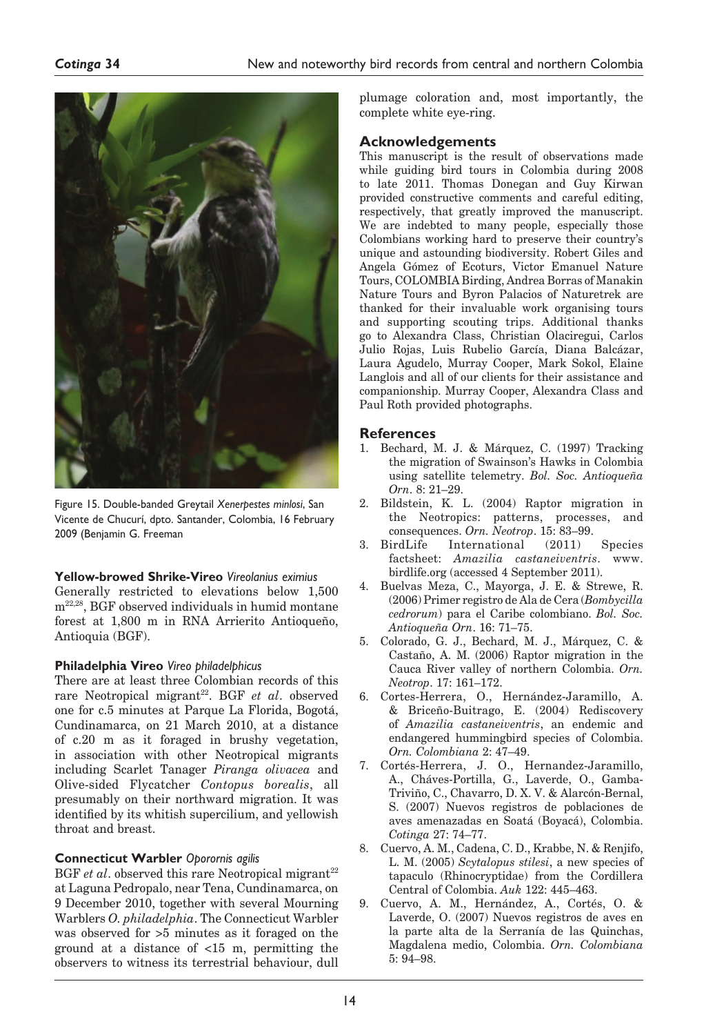Figure 15. Double-banded Greytail *Xenerpestes minlosi*, San Vicente de Chucurí, dpto. Santander, Colombia, 16 February 2009 (Benjamin G. Freeman

**Yellow-browed Shrike-Vireo** *Vireolanius eximius*
Generally restricted to elevations below 1,500 m[22,28], BGF observed individuals in humid montane forest at 1,800 m in RNA Arrierito Antioqueño, Antioquia (BGF).

**Philadelphia Vireo** *Vireo philadelphicus*
There are at least three Colombian records of this rare Neotropical migrant[22]. BGF *et al*. observed one for c.5 minutes at Parque La Florida, Bogotá, Cundinamarca, on 21 March 2010, at a distance of c.20 m as it foraged in brushy vegetation, in association with other Neotropical migrants including Scarlet Tanager *Piranga olivacea* and Olive-sided Flycatcher *Contopus borealis*, all presumably on their northward migration. It was identified by its whitish supercilium, and yellowish throat and breast.

**Connecticut Warbler** *Oporornis agilis*
BGF *et al*. observed this rare Neotropical migrant[22] at Laguna Pedropalo, near Tena, Cundinamarca, on 9 December 2010, together with several Mourning Warblers *O. philadelphia*. The Connecticut Warbler was observed for >5 minutes as it foraged on the ground at a distance of <15 m, permitting the observers to witness its terrestrial behaviour, dull plumage coloration and, most importantly, the complete white eye-ring.

## Acknowledgements

This manuscript is the result of observations made while guiding bird tours in Colombia during 2008 to late 2011. Thomas Donegan and Guy Kirwan provided constructive comments and careful editing, respectively, that greatly improved the manuscript. We are indebted to many people, especially those Colombians working hard to preserve their country's unique and astounding biodiversity. Robert Giles and Angela Gómez of Ecoturs, Victor Emanuel Nature Tours, COLOMBIA Birding, Andrea Borras of Manakin Nature Tours and Byron Palacios of Naturetrek are thanked for their invaluable work organising tours and supporting scouting trips. Additional thanks go to Alexandra Class, Christian Olaciregui, Carlos Julio Rojas, Luis Rubelio García, Diana Balcázar, Laura Agudelo, Murray Cooper, Mark Sokol, Elaine Langlois and all of our clients for their assistance and companionship. Murray Cooper, Alexandra Class and Paul Roth provided photographs.

## References

1. Bechard, M. J. & Márquez, C. (1997) Tracking the migration of Swainson's Hawks in Colombia using satellite telemetry. *Bol. Soc. Antioqueña Orn*. 8: 21–29.
2. Bildstein, K. L. (2004) Raptor migration in the Neotropics: patterns, processes, and consequences. *Orn. Neotrop*. 15: 83–99.
3. BirdLife International (2011) Species factsheet: *Amazilia castaneiventris*. www.birdlife.org (accessed 4 September 2011).
4. Buelvas Meza, C., Mayorga, J. E. & Strewe, R. (2006) Primer registro de Ala de Cera (*Bombycilla cedrorum*) para el Caribe colombiano. *Bol. Soc. Antioqueña Orn*. 16: 71–75.
5. Colorado, G. J., Bechard, M. J., Márquez, C. & Castaño, A. M. (2006) Raptor migration in the Cauca River valley of northern Colombia. *Orn. Neotrop*. 17: 161–172.
6. Cortes-Herrera, O., Hernández-Jaramillo, A. & Briceño-Buitrago, E. (2004) Rediscovery of *Amazilia castaneiventris*, an endemic and endangered hummingbird species of Colombia. *Orn. Colombiana* 2: 47–49.
7. Cortés-Herrera, J. O., Hernandez-Jaramillo, A., Cháves-Portilla, G., Laverde, O., Gamba-Triviño, C., Chavarro, D. X. V. & Alarcón-Bernal, S. (2007) Nuevos registros de poblaciones de aves amenazadas en Soatá (Boyacá), Colombia. *Cotinga* 27: 74–77.
8. Cuervo, A. M., Cadena, C. D., Krabbe, N. & Renjifo, L. M. (2005) *Scytalopus stilesi*, a new species of tapaculo (Rhinocryptidae) from the Cordillera Central of Colombia. *Auk* 122: 445–463.
9. Cuervo, A. M., Hernández, A., Cortés, O. & Laverde, O. (2007) Nuevos registros de aves en la parte alta de la Serranía de las Quinchas, Magdalena medio, Colombia. *Orn. Colombiana* 5: 94–98.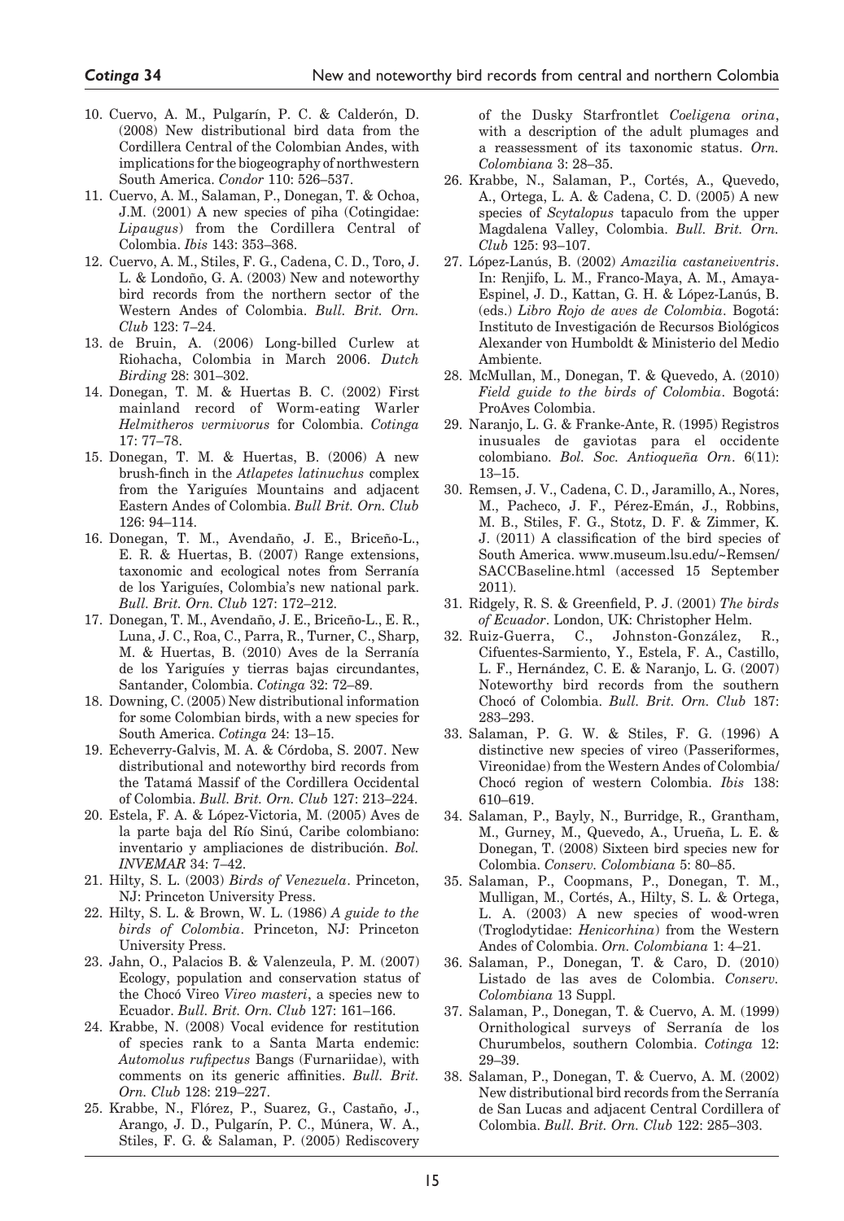10. Cuervo, A. M., Pulgarín, P. C. & Calderón, D. (2008) New distributional bird data from the Cordillera Central of the Colombian Andes, with implications for the biogeography of northwestern South America. *Condor* 110: 526–537.
11. Cuervo, A. M., Salaman, P., Donegan, T. & Ochoa, J.M. (2001) A new species of piha (Cotingidae: *Lipaugus*) from the Cordillera Central of Colombia. *Ibis* 143: 353–368.
12. Cuervo, A. M., Stiles, F. G., Cadena, C. D., Toro, J. L. & Londoño, G. A. (2003) New and noteworthy bird records from the northern sector of the Western Andes of Colombia. *Bull. Brit. Orn. Club* 123: 7–24.
13. de Bruin, A. (2006) Long-billed Curlew at Riohacha, Colombia in March 2006. *Dutch Birding* 28: 301–302.
14. Donegan, T. M. & Huertas B. C. (2002) First mainland record of Worm-eating Warler *Helmitheros vermivorus* for Colombia. *Cotinga* 17: 77–78.
15. Donegan, T. M. & Huertas, B. (2006) A new brush-finch in the *Atlapetes latinuchus* complex from the Yariguíes Mountains and adjacent Eastern Andes of Colombia. *Bull Brit. Orn. Club* 126: 94–114.
16. Donegan, T. M., Avendaño, J. E., Briceño-L., E. R. & Huertas, B. (2007) Range extensions, taxonomic and ecological notes from Serranía de los Yariguíes, Colombia's new national park. *Bull. Brit. Orn. Club* 127: 172–212.
17. Donegan, T. M., Avendaño, J. E., Briceño-L., E. R., Luna, J. C., Roa, C., Parra, R., Turner, C., Sharp, M. & Huertas, B. (2010) Aves de la Serranía de los Yariguíes y tierras bajas circundantes, Santander, Colombia. *Cotinga* 32: 72–89.
18. Downing, C. (2005) New distributional information for some Colombian birds, with a new species for South America. *Cotinga* 24: 13–15.
19. Echeverry-Galvis, M. A. & Córdoba, S. 2007. New distributional and noteworthy bird records from the Tatamá Massif of the Cordillera Occidental of Colombia. *Bull. Brit. Orn. Club* 127: 213–224.
20. Estela, F. A. & López-Victoria, M. (2005) Aves de la parte baja del Río Sinú, Caribe colombiano: inventario y ampliaciones de distribución. *Bol. INVEMAR* 34: 7–42.
21. Hilty, S. L. (2003) *Birds of Venezuela*. Princeton, NJ: Princeton University Press.
22. Hilty, S. L. & Brown, W. L. (1986) *A guide to the birds of Colombia*. Princeton, NJ: Princeton University Press.
23. Jahn, O., Palacios B. & Valenzeula, P. M. (2007) Ecology, population and conservation status of the Chocó Vireo *Vireo masteri*, a species new to Ecuador. *Bull. Brit. Orn. Club* 127: 161–166.
24. Krabbe, N. (2008) Vocal evidence for restitution of species rank to a Santa Marta endemic: *Automolus rufipectus* Bangs (Furnariidae), with comments on its generic affinities. *Bull. Brit. Orn. Club* 128: 219–227.
25. Krabbe, N., Flórez, P., Suarez, G., Castaño, J., Arango, J. D., Pulgarín, P. C., Múnera, W. A., Stiles, F. G. & Salaman, P. (2005) Rediscovery of the Dusky Starfrontlet *Coeligena orina*, with a description of the adult plumages and a reassessment of its taxonomic status. *Orn. Colombiana* 3: 28–35.
26. Krabbe, N., Salaman, P., Cortés, A., Quevedo, A., Ortega, L. A. & Cadena, C. D. (2005) A new species of *Scytalopus* tapaculo from the upper Magdalena Valley, Colombia. *Bull. Brit. Orn. Club* 125: 93–107.
27. López-Lanús, B. (2002) *Amazilia castaneiventris*. In: Renjifo, L. M., Franco-Maya, A. M., Amaya-Espinel, J. D., Kattan, G. H. & López-Lanús, B. (eds.) *Libro Rojo de aves de Colombia*. Bogotá: Instituto de Investigación de Recursos Biológicos Alexander von Humboldt & Ministerio del Medio Ambiente.
28. McMullan, M., Donegan, T. & Quevedo, A. (2010) *Field guide to the birds of Colombia*. Bogotá: ProAves Colombia.
29. Naranjo, L. G. & Franke-Ante, R. (1995) Registros inusuales de gaviotas para el occidente colombiano. *Bol. Soc. Antioqueña Orn*. 6(11): 13–15.
30. Remsen, J. V., Cadena, C. D., Jaramillo, A., Nores, M., Pacheco, J. F., Pérez-Emán, J., Robbins, M. B., Stiles, F. G., Stotz, D. F. & Zimmer, K. J. (2011) A classification of the bird species of South America. www.museum.lsu.edu/~Remsen/SACCBaseline.html (accessed 15 September 2011).
31. Ridgely, R. S. & Greenfield, P. J. (2001) *The birds of Ecuador*. London, UK: Christopher Helm.
32. Ruiz-Guerra, C., Johnston-González, R., Cifuentes-Sarmiento, Y., Estela, F. A., Castillo, L. F., Hernández, C. E. & Naranjo, L. G. (2007) Noteworthy bird records from the southern Chocó of Colombia. *Bull. Brit. Orn. Club* 187: 283–293.
33. Salaman, P. G. W. & Stiles, F. G. (1996) A distinctive new species of vireo (Passeriformes, Vireonidae) from the Western Andes of Colombia/Chocó region of western Colombia. *Ibis* 138: 610–619.
34. Salaman, P., Bayly, N., Burridge, R., Grantham, M., Gurney, M., Quevedo, A., Urueña, L. E. & Donegan, T. (2008) Sixteen bird species new for Colombia. *Conserv. Colombiana* 5: 80–85.
35. Salaman, P., Coopmans, P., Donegan, T. M., Mulligan, M., Cortés, A., Hilty, S. L. & Ortega, L. A. (2003) A new species of wood-wren (Troglodytidae: *Henicorhina*) from the Western Andes of Colombia. *Orn. Colombiana* 1: 4–21.
36. Salaman, P., Donegan, T. & Caro, D. (2010) Listado de las aves de Colombia. *Conserv. Colombiana* 13 Suppl.
37. Salaman, P., Donegan, T. & Cuervo, A. M. (1999) Ornithological surveys of Serranía de los Churumbelos, southern Colombia. *Cotinga* 12: 29–39.
38. Salaman, P., Donegan, T. & Cuervo, A. M. (2002) New distributional bird records from the Serranía de San Lucas and adjacent Central Cordillera of Colombia. *Bull. Brit. Orn. Club* 122: 285–303.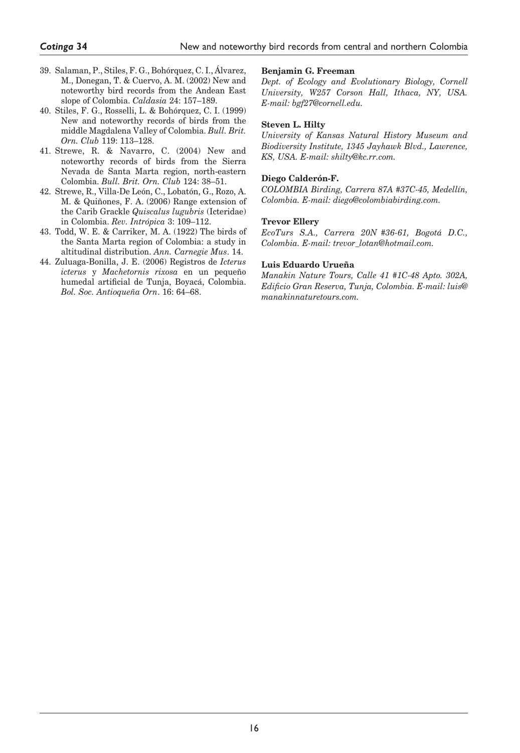39. Salaman, P., Stiles, F. G., Bohórquez, C. I., Álvarez, M., Donegan, T. & Cuervo, A. M. (2002) New and noteworthy bird records from the Andean East slope of Colombia. *Caldasia* 24: 157–189.
40. Stiles, F. G., Rosselli, L. & Bohórquez, C. I. (1999) New and noteworthy records of birds from the middle Magdalena Valley of Colombia. *Bull. Brit. Orn. Club* 119: 113–128.
41. Strewe, R. & Navarro, C. (2004) New and noteworthy records of birds from the Sierra Nevada de Santa Marta region, north-eastern Colombia. *Bull. Brit. Orn. Club* 124: 38–51.
42. Strewe, R., Villa-De León, C., Lobatón, G., Rozo, A. M. & Quiñones, F. A. (2006) Range extension of the Carib Grackle *Quiscalus lugubris* (Icteridae) in Colombia. *Rev. Intrópica* 3: 109–112.
43. Todd, W. E. & Carriker, M. A. (1922) The birds of the Santa Marta region of Colombia: a study in altitudinal distribution. *Ann. Carnegie Mus*. 14.
44. Zuluaga-Bonilla, J. E. (2006) Registros de *Icterus icterus* y *Machetornis rixosa* en un pequeño humedal artificial de Tunja, Boyacá, Colombia. *Bol. Soc. Antioqueña Orn*. 16: 64–68.

**Benjamin G. Freeman**
*Dept. of Ecology and Evolutionary Biology, Cornell University, W257 Corson Hall, Ithaca, NY, USA. E-mail: bgf27@cornell.edu.*

**Steven L. Hilty**
*University of Kansas Natural History Museum and Biodiversity Institute, 1345 Jayhawk Blvd., Lawrence, KS, USA. E-mail: shilty@kc.rr.com.*

**Diego Calderón-F.**
*COLOMBIA Birding, Carrera 87A #37C-45, Medellín, Colombia. E-mail: diego@colombiabirding.com.*

**Trevor Ellery**
*EcoTurs S.A., Carrera 20N #36-61, Bogotá D.C., Colombia. E-mail: trevor_lotan@hotmail.com.*

**Luis Eduardo Urueña**
*Manakin Nature Tours, Calle 41 #1C-48 Apto. 302A, Edificio Gran Reserva, Tunja, Colombia. E-mail: luis@manakinnaturetours.com.*